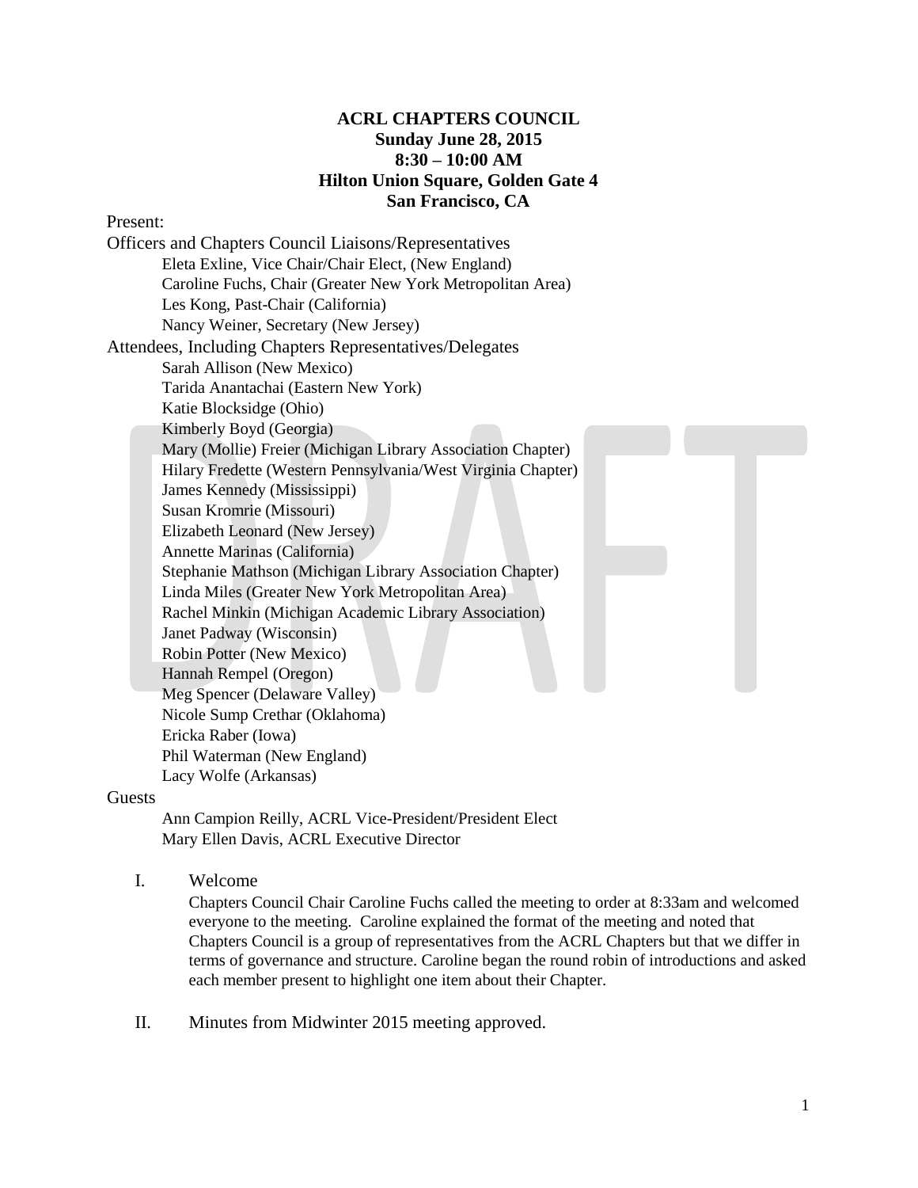# ACRL CHAPTERS COUNCIL
**Sunday June 28, 2015**
**8:30 – 10:00 AM**
**Hilton Union Square, Golden Gate 4**
**San Francisco, CA**

Present:

Officers and Chapters Council Liaisons/Representatives

- Eleta Exline, Vice Chair/Chair Elect, (New England)
- Caroline Fuchs, Chair (Greater New York Metropolitan Area)
- Les Kong, Past-Chair (California)
- Nancy Weiner, Secretary (New Jersey)

Attendees, Including Chapters Representatives/Delegates

- Sarah Allison (New Mexico)
- Tarida Anantachai (Eastern New York)
- Katie Blocksidge (Ohio)
- Kimberly Boyd (Georgia)
- Mary (Mollie) Freier (Michigan Library Association Chapter)
- Hilary Fredette (Western Pennsylvania/West Virginia Chapter)
- James Kennedy (Mississippi)
- Susan Kromrie (Missouri)
- Elizabeth Leonard (New Jersey)
- Annette Marinas (California)
- Stephanie Mathson (Michigan Library Association Chapter)
- Linda Miles (Greater New York Metropolitan Area)
- Rachel Minkin (Michigan Academic Library Association)
- Janet Padway (Wisconsin)
- Robin Potter (New Mexico)
- Hannah Rempel (Oregon)
- Meg Spencer (Delaware Valley)
- Nicole Sump Crethar (Oklahoma)
- Ericka Raber (Iowa)
- Phil Waterman (New England)
- Lacy Wolfe (Arkansas)

Guests

- Ann Campion Reilly, ACRL Vice-President/President Elect
- Mary Ellen Davis, ACRL Executive Director

I. Welcome

Chapters Council Chair Caroline Fuchs called the meeting to order at 8:33am and welcomed everyone to the meeting. Caroline explained the format of the meeting and noted that Chapters Council is a group of representatives from the ACRL Chapters but that we differ in terms of governance and structure. Caroline began the round robin of introductions and asked each member present to highlight one item about their Chapter.

II. Minutes from Midwinter 2015 meeting approved.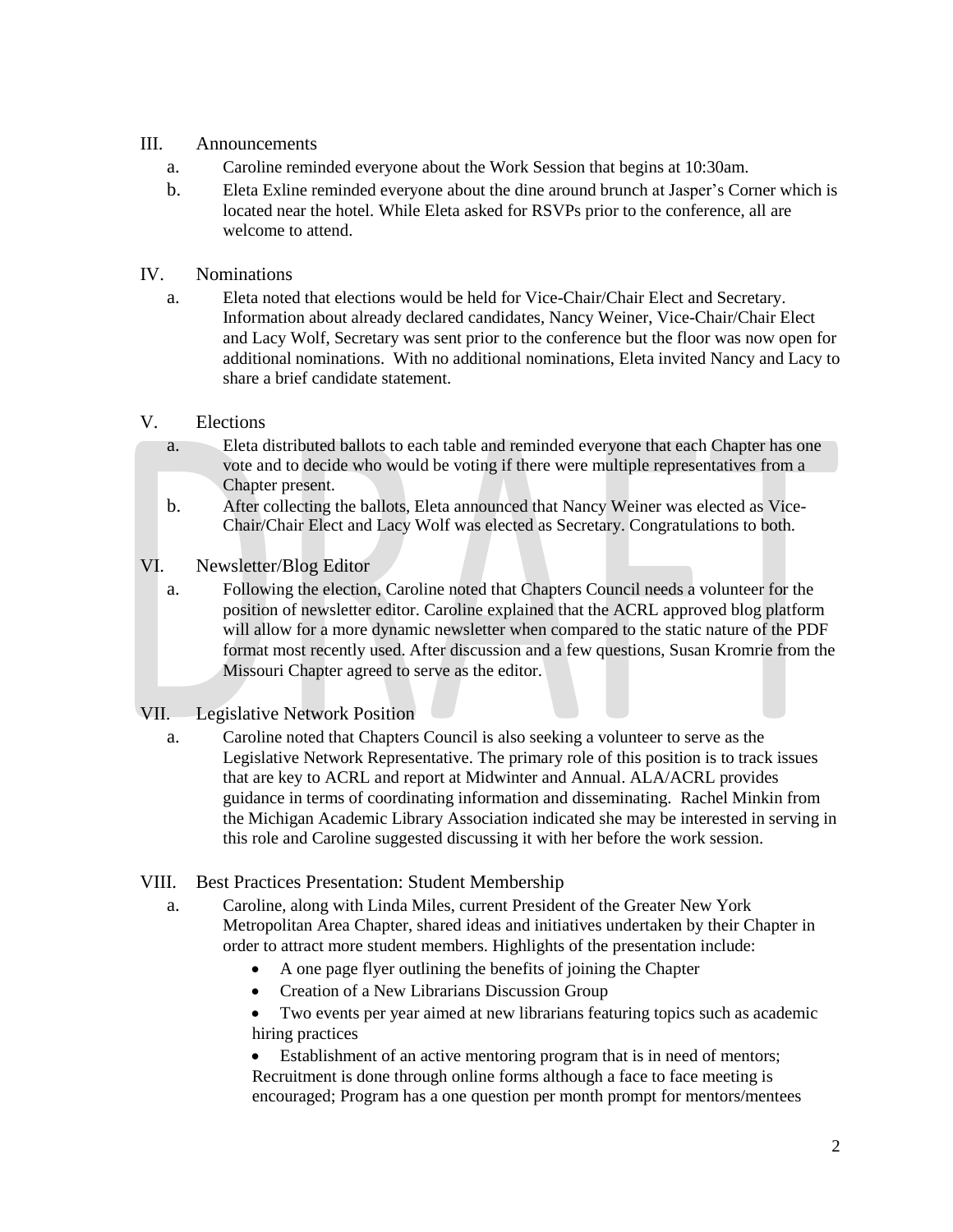## III. Announcements

a. Caroline reminded everyone about the Work Session that begins at 10:30am.

b. Eleta Exline reminded everyone about the dine around brunch at Jasper's Corner which is located near the hotel. While Eleta asked for RSVPs prior to the conference, all are welcome to attend.

## IV. Nominations

a. Eleta noted that elections would be held for Vice-Chair/Chair Elect and Secretary. Information about already declared candidates, Nancy Weiner, Vice-Chair/Chair Elect and Lacy Wolf, Secretary was sent prior to the conference but the floor was now open for additional nominations. With no additional nominations, Eleta invited Nancy and Lacy to share a brief candidate statement.

## V. Elections

a. Eleta distributed ballots to each table and reminded everyone that each Chapter has one vote and to decide who would be voting if there were multiple representatives from a Chapter present.

b. After collecting the ballots, Eleta announced that Nancy Weiner was elected as Vice-Chair/Chair Elect and Lacy Wolf was elected as Secretary. Congratulations to both.

## VI. Newsletter/Blog Editor

a. Following the election, Caroline noted that Chapters Council needs a volunteer for the position of newsletter editor. Caroline explained that the ACRL approved blog platform will allow for a more dynamic newsletter when compared to the static nature of the PDF format most recently used. After discussion and a few questions, Susan Kromrie from the Missouri Chapter agreed to serve as the editor.

## VII. Legislative Network Position

a. Caroline noted that Chapters Council is also seeking a volunteer to serve as the Legislative Network Representative. The primary role of this position is to track issues that are key to ACRL and report at Midwinter and Annual. ALA/ACRL provides guidance in terms of coordinating information and disseminating. Rachel Minkin from the Michigan Academic Library Association indicated she may be interested in serving in this role and Caroline suggested discussing it with her before the work session.

## VIII. Best Practices Presentation: Student Membership

a. Caroline, along with Linda Miles, current President of the Greater New York Metropolitan Area Chapter, shared ideas and initiatives undertaken by their Chapter in order to attract more student members. Highlights of the presentation include:

- A one page flyer outlining the benefits of joining the Chapter
- Creation of a New Librarians Discussion Group
- Two events per year aimed at new librarians featuring topics such as academic hiring practices
- Establishment of an active mentoring program that is in need of mentors; Recruitment is done through online forms although a face to face meeting is encouraged; Program has a one question per month prompt for mentors/mentees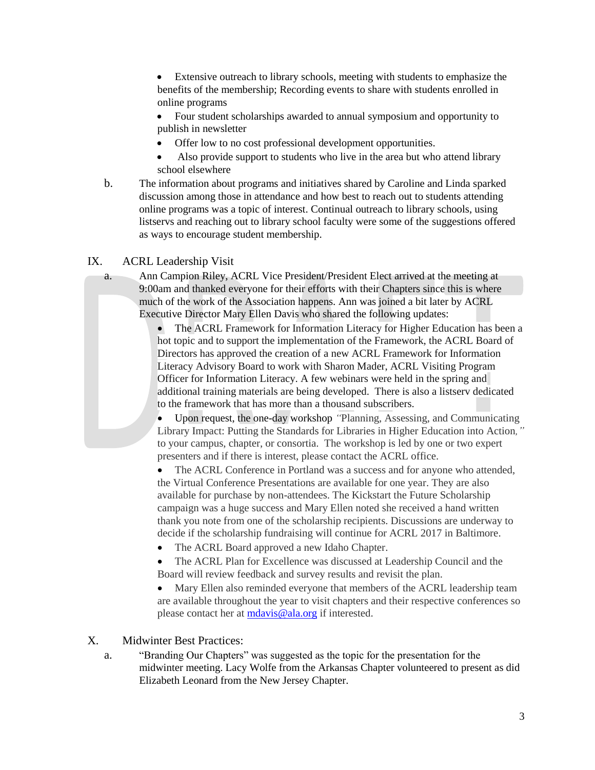- Extensive outreach to library schools, meeting with students to emphasize the benefits of the membership; Recording events to share with students enrolled in online programs
- Four student scholarships awarded to annual symposium and opportunity to publish in newsletter
- Offer low to no cost professional development opportunities.
- Also provide support to students who live in the area but who attend library school elsewhere

b. The information about programs and initiatives shared by Caroline and Linda sparked discussion among those in attendance and how best to reach out to students attending online programs was a topic of interest. Continual outreach to library schools, using listservs and reaching out to library school faculty were some of the suggestions offered as ways to encourage student membership.

## IX. ACRL Leadership Visit

a. Ann Campion Riley, ACRL Vice President/President Elect arrived at the meeting at 9:00am and thanked everyone for their efforts with their Chapters since this is where much of the work of the Association happens. Ann was joined a bit later by ACRL Executive Director Mary Ellen Davis who shared the following updates:

- The ACRL Framework for Information Literacy for Higher Education has been a hot topic and to support the implementation of the Framework, the ACRL Board of Directors has approved the creation of a new ACRL Framework for Information Literacy Advisory Board to work with Sharon Mader, ACRL Visiting Program Officer for Information Literacy. A few webinars were held in the spring and additional training materials are being developed. There is also a listserv dedicated to the framework that has more than a thousand subscribers.
- Upon request, the one-day workshop *"Planning, Assessing, and Communicating Library Impact: Putting the Standards for Libraries in Higher Education into Action,"* to your campus, chapter, or consortia. The workshop is led by one or two expert presenters and if there is interest, please contact the ACRL office.
- The ACRL Conference in Portland was a success and for anyone who attended, the Virtual Conference Presentations are available for one year. They are also available for purchase by non-attendees. The Kickstart the Future Scholarship campaign was a huge success and Mary Ellen noted she received a hand written thank you note from one of the scholarship recipients. Discussions are underway to decide if the scholarship fundraising will continue for ACRL 2017 in Baltimore.
- The ACRL Board approved a new Idaho Chapter.
- The ACRL Plan for Excellence was discussed at Leadership Council and the Board will review feedback and survey results and revisit the plan.
- Mary Ellen also reminded everyone that members of the ACRL leadership team are available throughout the year to visit chapters and their respective conferences so please contact her at mdavis@ala.org if interested.

## X. Midwinter Best Practices:

a. "Branding Our Chapters" was suggested as the topic for the presentation for the midwinter meeting. Lacy Wolfe from the Arkansas Chapter volunteered to present as did Elizabeth Leonard from the New Jersey Chapter.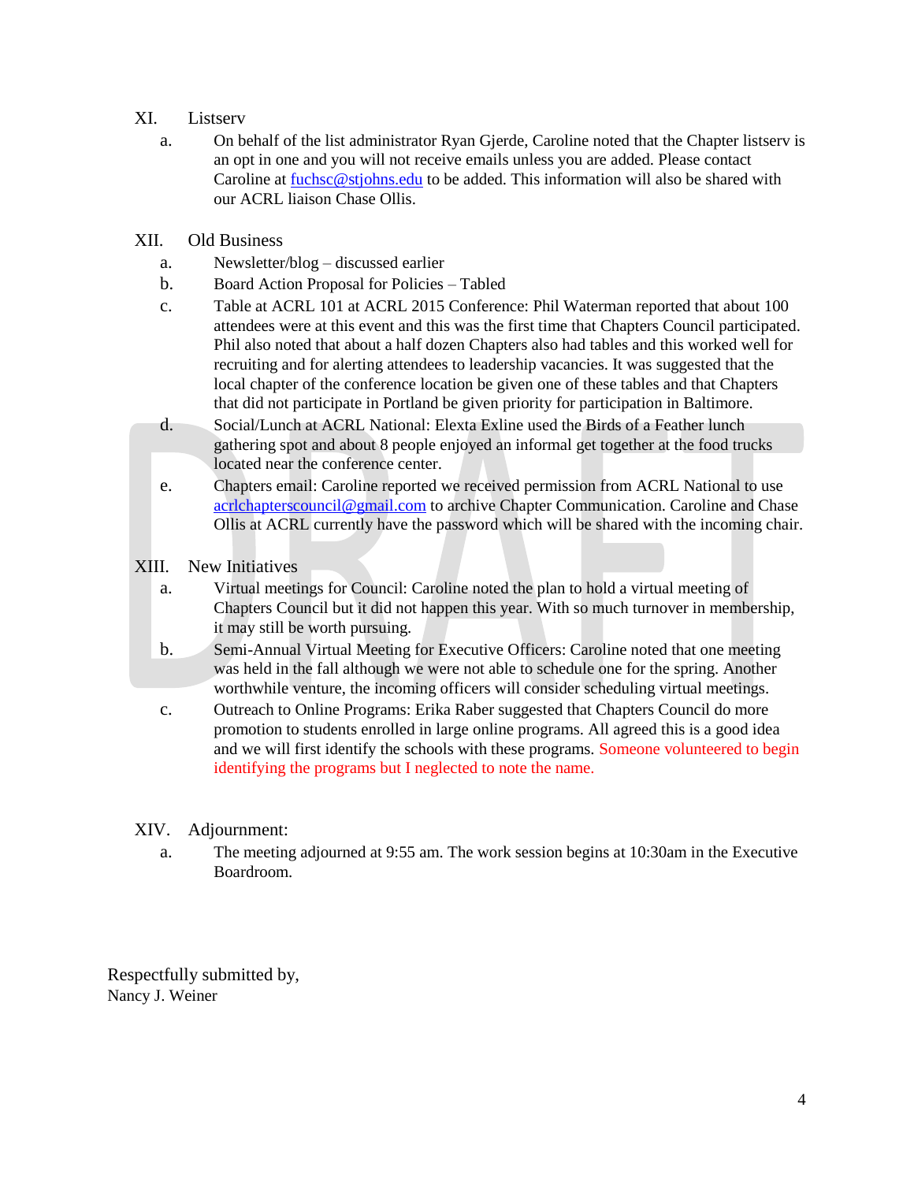XI. Listserv

a. On behalf of the list administrator Ryan Gjerde, Caroline noted that the Chapter listserv is an opt in one and you will not receive emails unless you are added. Please contact Caroline at fuchsc@stjohns.edu to be added. This information will also be shared with our ACRL liaison Chase Ollis.

XII. Old Business

a. Newsletter/blog – discussed earlier

b. Board Action Proposal for Policies – Tabled

c. Table at ACRL 101 at ACRL 2015 Conference: Phil Waterman reported that about 100 attendees were at this event and this was the first time that Chapters Council participated. Phil also noted that about a half dozen Chapters also had tables and this worked well for recruiting and for alerting attendees to leadership vacancies. It was suggested that the local chapter of the conference location be given one of these tables and that Chapters that did not participate in Portland be given priority for participation in Baltimore.

d. Social/Lunch at ACRL National: Elexta Exline used the Birds of a Feather lunch gathering spot and about 8 people enjoyed an informal get together at the food trucks located near the conference center.

e. Chapters email: Caroline reported we received permission from ACRL National to use acrlchapterscouncil@gmail.com to archive Chapter Communication. Caroline and Chase Ollis at ACRL currently have the password which will be shared with the incoming chair.

XIII. New Initiatives

a. Virtual meetings for Council: Caroline noted the plan to hold a virtual meeting of Chapters Council but it did not happen this year. With so much turnover in membership, it may still be worth pursuing.

b. Semi-Annual Virtual Meeting for Executive Officers: Caroline noted that one meeting was held in the fall although we were not able to schedule one for the spring. Another worthwhile venture, the incoming officers will consider scheduling virtual meetings.

c. Outreach to Online Programs: Erika Raber suggested that Chapters Council do more promotion to students enrolled in large online programs. All agreed this is a good idea and we will first identify the schools with these programs. Someone volunteered to begin identifying the programs but I neglected to note the name.

XIV. Adjournment:

a. The meeting adjourned at 9:55 am. The work session begins at 10:30am in the Executive Boardroom.

Respectfully submitted by,
Nancy J. Weiner